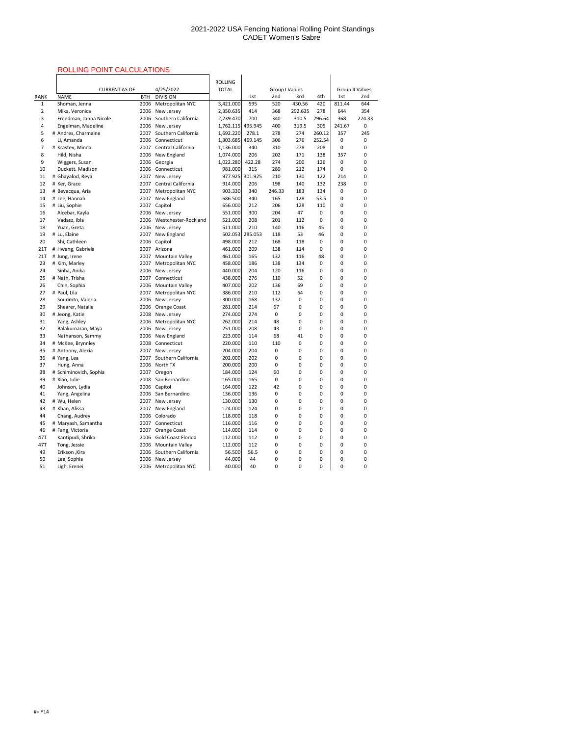# 2021-2022 USA Fencing National Rolling Point Standings
## CADET Women's Sabre

ROLLING POINT CALCULATIONS

| | CURRENT AS OF | | 4/25/2022 | ROLLING TOTAL | Group I Values | | | | Group II Values | |
|---|---|---|---|---|---|---|---|---|---|---|
| RANK | NAME | BTH | DIVISION | | 1st | 2nd | 3rd | 4th | 1st | 2nd |
| 1 | Shoman, Jenna | 2006 | Metropolitan NYC | 3,421.000 | 595 | 520 | 430.56 | 420 | 811.44 | 644 |
| 2 | Mika, Veronica | 2006 | New Jersey | 2,350.635 | 414 | 368 | 292.635 | 278 | 644 | 354 |
| 3 | Freedman, Janna Nicole | 2006 | Southern California | 2,239.470 | 700 | 340 | 310.5 | 296.64 | 368 | 224.33 |
| 4 | Engelman, Madeline | 2006 | New Jersey | 1,762.115 | 495.945 | 400 | 319.5 | 305 | 241.67 | 0 |
| 5 | # Andres, Charmaine | 2007 | Southern California | 1,692.220 | 278.1 | 278 | 274 | 260.12 | 357 | 245 |
| 6 | Li, Amanda | 2006 | Connecticut | 1,303.685 | 469.145 | 306 | 276 | 252.54 | 0 | 0 |
| 7 | # Krastev, Minna | 2007 | Central California | 1,136.000 | 340 | 310 | 278 | 208 | 0 | 0 |
| 8 | Hild, Nisha | 2006 | New England | 1,074.000 | 206 | 202 | 171 | 138 | 357 | 0 |
| 9 | Wiggers, Susan | 2006 | Georgia | 1,022.280 | 422.28 | 274 | 200 | 126 | 0 | 0 |
| 10 | Duckett. Madison | 2006 | Connecticut | 981.000 | 315 | 280 | 212 | 174 | 0 | 0 |
| 11 | # Ghayalod, Reya | 2007 | New Jersey | 977.925 | 301.925 | 210 | 130 | 122 | 214 | 0 |
| 12 | # Ker, Grace | 2007 | Central California | 914.000 | 206 | 198 | 140 | 132 | 238 | 0 |
| 13 | # Bevacqua, Aria | 2007 | Metropolitan NYC | 903.330 | 340 | 246.33 | 183 | 134 | 0 | 0 |
| 14 | # Lee, Hannah | 2007 | New England | 686.500 | 340 | 165 | 128 | 53.5 | 0 | 0 |
| 15 | # Liu, Sophie | 2007 | Capitol | 656.000 | 212 | 206 | 128 | 110 | 0 | 0 |
| 16 | Alcebar, Kayla | 2006 | New Jersey | 551.000 | 300 | 204 | 47 | 0 | 0 | 0 |
| 17 | Vadasz, Ibla | 2006 | Westchester-Rockland | 521.000 | 208 | 201 | 112 | 0 | 0 | 0 |
| 18 | Yuan, Greta | 2006 | New Jersey | 511.000 | 210 | 140 | 116 | 45 | 0 | 0 |
| 19 | # Lu, Elaine | 2007 | New England | 502.053 | 285.053 | 118 | 53 | 46 | 0 | 0 |
| 20 | Shi, Cathleen | 2006 | Capitol | 498.000 | 212 | 168 | 118 | 0 | 0 | 0 |
| 21T | # Hwang, Gabriela | 2007 | Arizona | 461.000 | 209 | 138 | 114 | 0 | 0 | 0 |
| 21T | # Jung, Irene | 2007 | Mountain Valley | 461.000 | 165 | 132 | 116 | 48 | 0 | 0 |
| 23 | # Kim, Marley | 2007 | Metropolitan NYC | 458.000 | 186 | 138 | 134 | 0 | 0 | 0 |
| 24 | Sinha, Anika | 2006 | New Jersey | 440.000 | 204 | 120 | 116 | 0 | 0 | 0 |
| 25 | # Nath, Trisha | 2007 | Connecticut | 438.000 | 276 | 110 | 52 | 0 | 0 | 0 |
| 26 | Chin, Sophia | 2006 | Mountain Valley | 407.000 | 202 | 136 | 69 | 0 | 0 | 0 |
| 27 | # Paul, Lila | 2007 | Metropolitan NYC | 386.000 | 210 | 112 | 64 | 0 | 0 | 0 |
| 28 | Sourimto, Valeria | 2006 | New Jersey | 300.000 | 168 | 132 | 0 | 0 | 0 | 0 |
| 29 | Shearer, Natalie | 2006 | Orange Coast | 281.000 | 214 | 67 | 0 | 0 | 0 | 0 |
| 30 | # Jeong, Katie | 2008 | New Jersey | 274.000 | 274 | 0 | 0 | 0 | 0 | 0 |
| 31 | Yang, Ashley | 2006 | Metropolitan NYC | 262.000 | 214 | 48 | 0 | 0 | 0 | 0 |
| 32 | Balakumaran, Maya | 2006 | New Jersey | 251.000 | 208 | 43 | 0 | 0 | 0 | 0 |
| 33 | Nathanson, Sammy | 2006 | New England | 223.000 | 114 | 68 | 41 | 0 | 0 | 0 |
| 34 | # McKee, Brynnley | 2008 | Connecticut | 220.000 | 110 | 110 | 0 | 0 | 0 | 0 |
| 35 | # Anthony, Alexia | 2007 | New Jersey | 204.000 | 204 | 0 | 0 | 0 | 0 | 0 |
| 36 | # Yang, Lea | 2007 | Southern California | 202.000 | 202 | 0 | 0 | 0 | 0 | 0 |
| 37 | Hung, Anna | 2006 | North TX | 200.000 | 200 | 0 | 0 | 0 | 0 | 0 |
| 38 | # Schiminovich, Sophia | 2007 | Oregon | 184.000 | 124 | 60 | 0 | 0 | 0 | 0 |
| 39 | # Xiao, Julie | 2008 | San Bernardino | 165.000 | 165 | 0 | 0 | 0 | 0 | 0 |
| 40 | Johnson, Lydia | 2006 | Capitol | 164.000 | 122 | 42 | 0 | 0 | 0 | 0 |
| 41 | Yang, Angelina | 2006 | San Bernardino | 136.000 | 136 | 0 | 0 | 0 | 0 | 0 |
| 42 | # Wu, Helen | 2007 | New Jersey | 130.000 | 130 | 0 | 0 | 0 | 0 | 0 |
| 43 | # Khan, Alissa | 2007 | New England | 124.000 | 124 | 0 | 0 | 0 | 0 | 0 |
| 44 | Chang, Audrey | 2006 | Colorado | 118.000 | 118 | 0 | 0 | 0 | 0 | 0 |
| 45 | # Maryash, Samantha | 2007 | Connecticut | 116.000 | 116 | 0 | 0 | 0 | 0 | 0 |
| 46 | # Fang, Victoria | 2007 | Orange Coast | 114.000 | 114 | 0 | 0 | 0 | 0 | 0 |
| 47T | Kantipudi, Shrika | 2006 | Gold Coast Florida | 112.000 | 112 | 0 | 0 | 0 | 0 | 0 |
| 47T | Tong, Jessie | 2006 | Mountain Valley | 112.000 | 112 | 0 | 0 | 0 | 0 | 0 |
| 49 | Erikson ,Kira | 2006 | Southern California | 56.500 | 56.5 | 0 | 0 | 0 | 0 | 0 |
| 50 | Lee, Sophia | 2006 | New Jersey | 44.000 | 44 | 0 | 0 | 0 | 0 | 0 |
| 51 | Ligh, Erenei | 2006 | Metropolitan NYC | 40.000 | 40 | 0 | 0 | 0 | 0 | 0 |

#= Y14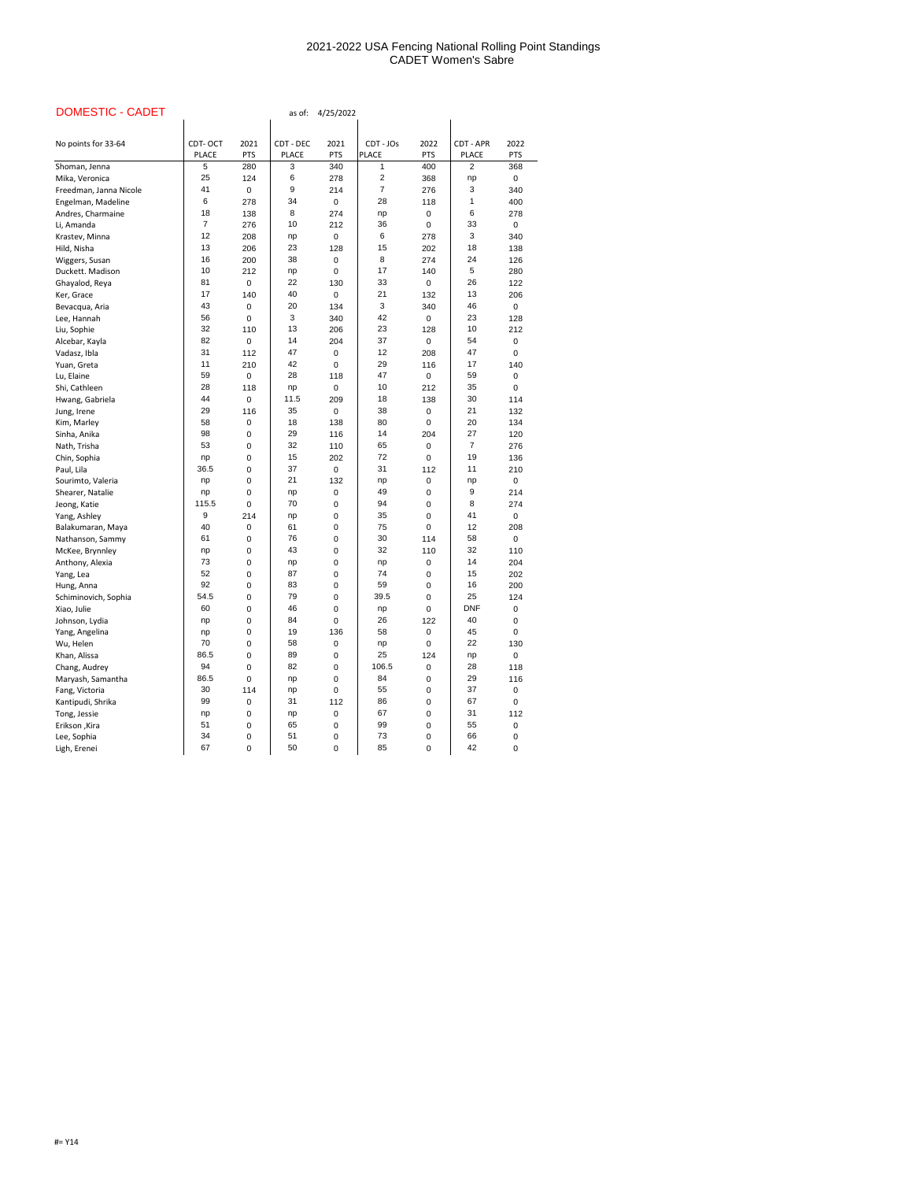# 2021-2022 USA Fencing National Rolling Point Standings
## CADET Women's Sabre

**DOMESTIC - CADET** as of: 4/25/2022

| No points for 33-64 | CDT- OCT PLACE | 2021 PTS | CDT - DEC PLACE | 2021 PTS | CDT - JOs PLACE | 2022 PTS | CDT - APR PLACE | 2022 PTS |
|---|---|---|---|---|---|---|---|---|
| Shoman, Jenna | 5 | 280 | 3 | 340 | 1 | 400 | 2 | 368 |
| Mika, Veronica | 25 | 124 | 6 | 278 | 2 | 368 | np | 0 |
| Freedman, Janna Nicole | 41 | 0 | 9 | 214 | 7 | 276 | 3 | 340 |
| Engelman, Madeline | 6 | 278 | 34 | 0 | 28 | 118 | 1 | 400 |
| Andres, Charmaine | 18 | 138 | 8 | 274 | np | 0 | 6 | 278 |
| Li, Amanda | 7 | 276 | 10 | 212 | 36 | 0 | 33 | 0 |
| Krastev, Minna | 12 | 208 | np | 0 | 6 | 278 | 3 | 340 |
| Hild, Nisha | 13 | 206 | 23 | 128 | 15 | 202 | 18 | 138 |
| Wiggers, Susan | 16 | 200 | 38 | 0 | 8 | 274 | 24 | 126 |
| Duckett. Madison | 10 | 212 | np | 0 | 17 | 140 | 5 | 280 |
| Ghayalod, Reya | 81 | 0 | 22 | 130 | 33 | 0 | 26 | 122 |
| Ker, Grace | 17 | 140 | 40 | 0 | 21 | 132 | 13 | 206 |
| Bevacqua, Aria | 43 | 0 | 20 | 134 | 3 | 340 | 46 | 0 |
| Lee, Hannah | 56 | 0 | 3 | 340 | 42 | 0 | 23 | 128 |
| Liu, Sophie | 32 | 110 | 13 | 206 | 23 | 128 | 10 | 212 |
| Alcebar, Kayla | 82 | 0 | 14 | 204 | 37 | 0 | 54 | 0 |
| Vadasz, Ibla | 31 | 112 | 47 | 0 | 12 | 208 | 47 | 0 |
| Yuan, Greta | 11 | 210 | 42 | 0 | 29 | 116 | 17 | 140 |
| Lu, Elaine | 59 | 0 | 28 | 118 | 47 | 0 | 59 | 0 |
| Shi, Cathleen | 28 | 118 | np | 0 | 10 | 212 | 35 | 0 |
| Hwang, Gabriela | 44 | 0 | 11.5 | 209 | 18 | 138 | 30 | 114 |
| Jung, Irene | 29 | 116 | 35 | 0 | 38 | 0 | 21 | 132 |
| Kim, Marley | 58 | 0 | 18 | 138 | 80 | 0 | 20 | 134 |
| Sinha, Anika | 98 | 0 | 29 | 116 | 14 | 204 | 27 | 120 |
| Nath, Trisha | 53 | 0 | 32 | 110 | 65 | 0 | 7 | 276 |
| Chin, Sophia | np | 0 | 15 | 202 | 72 | 0 | 19 | 136 |
| Paul, Lila | 36.5 | 0 | 37 | 0 | 31 | 112 | 11 | 210 |
| Sourimto, Valeria | np | 0 | 21 | 132 | np | 0 | np | 0 |
| Shearer, Natalie | np | 0 | np | 0 | 49 | 0 | 9 | 214 |
| Jeong, Katie | 115.5 | 0 | 70 | 0 | 94 | 0 | 8 | 274 |
| Yang, Ashley | 9 | 214 | np | 0 | 35 | 0 | 41 | 0 |
| Balakumaran, Maya | 40 | 0 | 61 | 0 | 75 | 0 | 12 | 208 |
| Nathanson, Sammy | 61 | 0 | 76 | 0 | 30 | 114 | 58 | 0 |
| McKee, Brynnley | np | 0 | 43 | 0 | 32 | 110 | 32 | 110 |
| Anthony, Alexia | 73 | 0 | np | 0 | np | 0 | 14 | 204 |
| Yang, Lea | 52 | 0 | 87 | 0 | 74 | 0 | 15 | 202 |
| Hung, Anna | 92 | 0 | 83 | 0 | 59 | 0 | 16 | 200 |
| Schiminovich, Sophia | 54.5 | 0 | 79 | 0 | 39.5 | 0 | 25 | 124 |
| Xiao, Julie | 60 | 0 | 46 | 0 | np | 0 | DNF | 0 |
| Johnson, Lydia | np | 0 | 84 | 0 | 26 | 122 | 40 | 0 |
| Yang, Angelina | np | 0 | 19 | 136 | 58 | 0 | 45 | 0 |
| Wu, Helen | 70 | 0 | 58 | 0 | np | 0 | 22 | 130 |
| Khan, Alissa | 86.5 | 0 | 89 | 0 | 25 | 124 | np | 0 |
| Chang, Audrey | 94 | 0 | 82 | 0 | 106.5 | 0 | 28 | 118 |
| Maryash, Samantha | 86.5 | 0 | np | 0 | 84 | 0 | 29 | 116 |
| Fang, Victoria | 30 | 114 | np | 0 | 55 | 0 | 37 | 0 |
| Kantipudi, Shrika | 99 | 0 | 31 | 112 | 86 | 0 | 67 | 0 |
| Tong, Jessie | np | 0 | np | 0 | 67 | 0 | 31 | 112 |
| Erikson ,Kira | 51 | 0 | 65 | 0 | 99 | 0 | 55 | 0 |
| Lee, Sophia | 34 | 0 | 51 | 0 | 73 | 0 | 66 | 0 |
| Ligh, Erenei | 67 | 0 | 50 | 0 | 85 | 0 | 42 | 0 |

#= Y14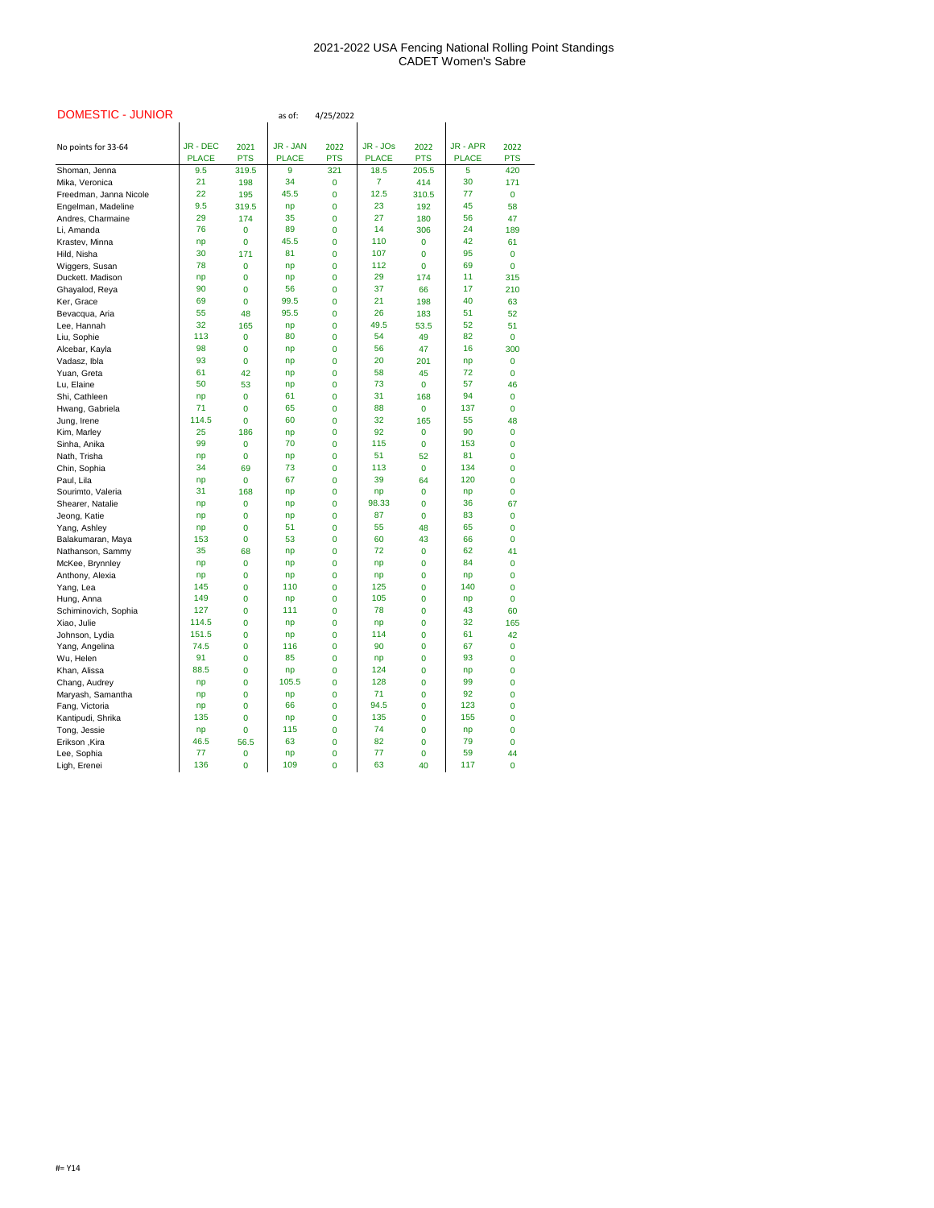2021-2022 USA Fencing National Rolling Point Standings
CADET Women's Sabre

DOMESTIC - JUNIOR

as of: 4/25/2022

| No points for 33-64 | JR - DEC PLACE | 2021 PTS | JR - JAN PLACE | 2022 PTS | JR - JOs PLACE | 2022 PTS | JR - APR PLACE | 2022 PTS |
|---|---|---|---|---|---|---|---|---|
| Shoman, Jenna | 9.5 | 319.5 | 9 | 321 | 18.5 | 205.5 | 5 | 420 |
| Mika, Veronica | 21 | 198 | 34 | 0 | 7 | 414 | 30 | 171 |
| Freedman, Janna Nicole | 22 | 195 | 45.5 | 0 | 12.5 | 310.5 | 77 | 0 |
| Engelman, Madeline | 9.5 | 319.5 | np | 0 | 23 | 192 | 45 | 58 |
| Andres, Charmaine | 29 | 174 | 35 | 0 | 27 | 180 | 56 | 47 |
| Li, Amanda | 76 | 0 | 89 | 0 | 14 | 306 | 24 | 189 |
| Krastev, Minna | np | 0 | 45.5 | 0 | 110 | 0 | 42 | 61 |
| Hild, Nisha | 30 | 171 | 81 | 0 | 107 | 0 | 95 | 0 |
| Wiggers, Susan | 78 | 0 | np | 0 | 112 | 0 | 69 | 0 |
| Duckett. Madison | np | 0 | np | 0 | 29 | 174 | 11 | 315 |
| Ghayalod, Reya | 90 | 0 | 56 | 0 | 37 | 66 | 17 | 210 |
| Ker, Grace | 69 | 0 | 99.5 | 0 | 21 | 198 | 40 | 63 |
| Bevacqua, Aria | 55 | 48 | 95.5 | 0 | 26 | 183 | 51 | 52 |
| Lee, Hannah | 32 | 165 | np | 0 | 49.5 | 53.5 | 52 | 51 |
| Liu, Sophie | 113 | 0 | 80 | 0 | 54 | 49 | 82 | 0 |
| Alcebar, Kayla | 98 | 0 | np | 0 | 56 | 47 | 16 | 300 |
| Vadasz, Ibla | 93 | 0 | np | 0 | 20 | 201 | np | 0 |
| Yuan, Greta | 61 | 42 | np | 0 | 58 | 45 | 72 | 0 |
| Lu, Elaine | 50 | 53 | np | 0 | 73 | 0 | 57 | 46 |
| Shi, Cathleen | np | 0 | 61 | 0 | 31 | 168 | 94 | 0 |
| Hwang, Gabriela | 71 | 0 | 65 | 0 | 88 | 0 | 137 | 0 |
| Jung, Irene | 114.5 | 0 | 60 | 0 | 32 | 165 | 55 | 48 |
| Kim, Marley | 25 | 186 | np | 0 | 92 | 0 | 90 | 0 |
| Sinha, Anika | 99 | 0 | 70 | 0 | 115 | 0 | 153 | 0 |
| Nath, Trisha | np | 0 | np | 0 | 51 | 52 | 81 | 0 |
| Chin, Sophia | 34 | 69 | 73 | 0 | 113 | 0 | 134 | 0 |
| Paul, Lila | np | 0 | 67 | 0 | 39 | 64 | 120 | 0 |
| Sourimto, Valeria | 31 | 168 | np | 0 | np | 0 | np | 0 |
| Shearer, Natalie | np | 0 | np | 0 | 98.33 | 0 | 36 | 67 |
| Jeong, Katie | np | 0 | np | 0 | 87 | 0 | 83 | 0 |
| Yang, Ashley | np | 0 | 51 | 0 | 55 | 48 | 65 | 0 |
| Balakumaran, Maya | 153 | 0 | 53 | 0 | 60 | 43 | 66 | 0 |
| Nathanson, Sammy | 35 | 68 | np | 0 | 72 | 0 | 62 | 41 |
| McKee, Brynnley | np | 0 | np | 0 | np | 0 | 84 | 0 |
| Anthony, Alexia | np | 0 | np | 0 | np | 0 | np | 0 |
| Yang, Lea | 145 | 0 | 110 | 0 | 125 | 0 | 140 | 0 |
| Hung, Anna | 149 | 0 | np | 0 | 105 | 0 | np | 0 |
| Schiminovich, Sophia | 127 | 0 | 111 | 0 | 78 | 0 | 43 | 60 |
| Xiao, Julie | 114.5 | 0 | np | 0 | np | 0 | 32 | 165 |
| Johnson, Lydia | 151.5 | 0 | np | 0 | 114 | 0 | 61 | 42 |
| Yang, Angelina | 74.5 | 0 | 116 | 0 | 90 | 0 | 67 | 0 |
| Wu, Helen | 91 | 0 | 85 | 0 | np | 0 | 93 | 0 |
| Khan, Alissa | 88.5 | 0 | np | 0 | 124 | 0 | np | 0 |
| Chang, Audrey | np | 0 | 105.5 | 0 | 128 | 0 | 99 | 0 |
| Maryash, Samantha | np | 0 | np | 0 | 71 | 0 | 92 | 0 |
| Fang, Victoria | np | 0 | 66 | 0 | 94.5 | 0 | 123 | 0 |
| Kantipudi, Shrika | 135 | 0 | np | 0 | 135 | 0 | 155 | 0 |
| Tong, Jessie | np | 0 | 115 | 0 | 74 | 0 | np | 0 |
| Erikson ,Kira | 46.5 | 56.5 | 63 | 0 | 82 | 0 | 79 | 0 |
| Lee, Sophia | 77 | 0 | np | 0 | 77 | 0 | 59 | 44 |
| Ligh, Erenei | 136 | 0 | 109 | 0 | 63 | 40 | 117 | 0 |

#= Y14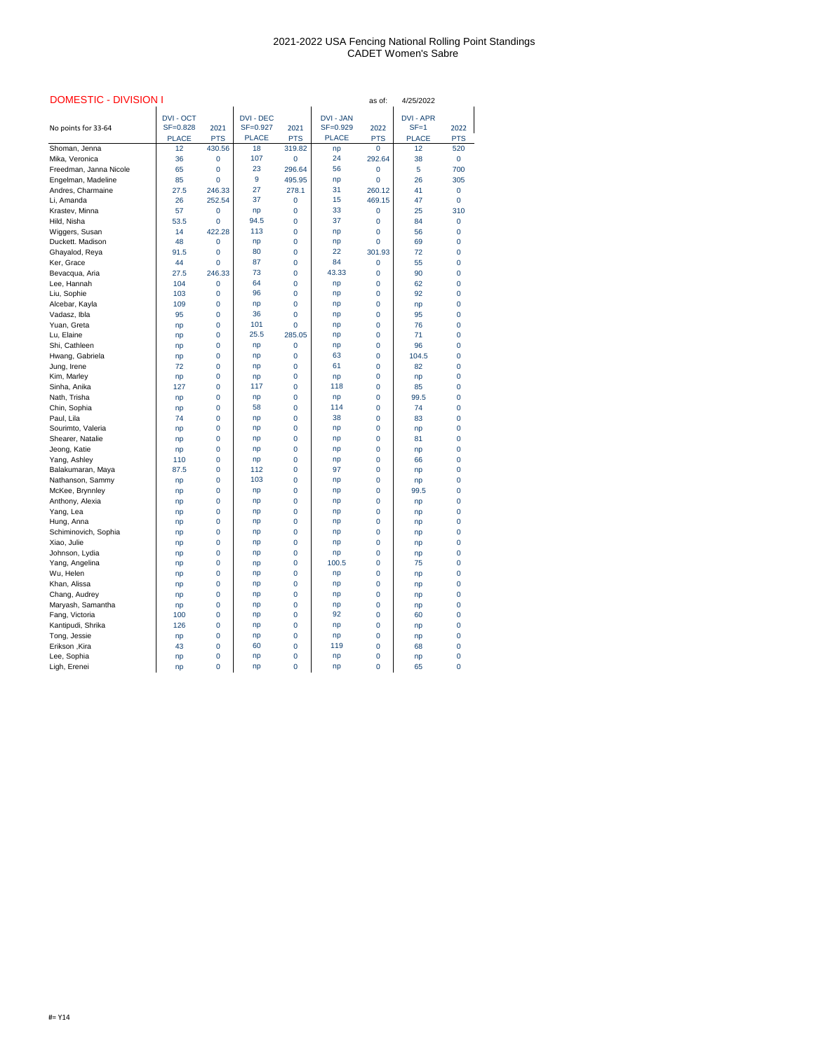# 2021-2022 USA Fencing National Rolling Point Standings
## CADET Women's Sabre

**DOMESTIC - DIVISION I** as of: 4/25/2022

| No points for 33-64 | DVI - OCT SF=0.828 PLACE | 2021 PTS | DVI - DEC SF=0.927 PLACE | 2021 PTS | DVI - JAN SF=0.929 PLACE | 2022 PTS | DVI - APR SF=1 PLACE | 2022 PTS |
|---|---|---|---|---|---|---|---|---|
| Shoman, Jenna | 12 | 430.56 | 18 | 319.82 | np | 0 | 12 | 520 |
| Mika, Veronica | 36 | 0 | 107 | 0 | 24 | 292.64 | 38 | 0 |
| Freedman, Janna Nicole | 65 | 0 | 23 | 296.64 | 56 | 0 | 5 | 700 |
| Engelman, Madeline | 85 | 0 | 9 | 495.95 | np | 0 | 26 | 305 |
| Andres, Charmaine | 27.5 | 246.33 | 27 | 278.1 | 31 | 260.12 | 41 | 0 |
| Li, Amanda | 26 | 252.54 | 37 | 0 | 15 | 469.15 | 47 | 0 |
| Krastev, Minna | 57 | 0 | np | 0 | 33 | 0 | 25 | 310 |
| Hild, Nisha | 53.5 | 0 | 94.5 | 0 | 37 | 0 | 84 | 0 |
| Wiggers, Susan | 14 | 422.28 | 113 | 0 | np | 0 | 56 | 0 |
| Duckett. Madison | 48 | 0 | np | 0 | np | 0 | 69 | 0 |
| Ghayalod, Reya | 91.5 | 0 | 80 | 0 | 22 | 301.93 | 72 | 0 |
| Ker, Grace | 44 | 0 | 87 | 0 | 84 | 0 | 55 | 0 |
| Bevacqua, Aria | 27.5 | 246.33 | 73 | 0 | 43.33 | 0 | 90 | 0 |
| Lee, Hannah | 104 | 0 | 64 | 0 | np | 0 | 62 | 0 |
| Liu, Sophie | 103 | 0 | 96 | 0 | np | 0 | 92 | 0 |
| Alcebar, Kayla | 109 | 0 | np | 0 | np | 0 | np | 0 |
| Vadasz, Ibla | 95 | 0 | 36 | 0 | np | 0 | 95 | 0 |
| Yuan, Greta | np | 0 | 101 | 0 | np | 0 | 76 | 0 |
| Lu, Elaine | np | 0 | 25.5 | 285.05 | np | 0 | 71 | 0 |
| Shi, Cathleen | np | 0 | np | 0 | np | 0 | 96 | 0 |
| Hwang, Gabriela | np | 0 | np | 0 | 63 | 0 | 104.5 | 0 |
| Jung, Irene | 72 | 0 | np | 0 | 61 | 0 | 82 | 0 |
| Kim, Marley | np | 0 | np | 0 | np | 0 | np | 0 |
| Sinha, Anika | 127 | 0 | 117 | 0 | 118 | 0 | 85 | 0 |
| Nath, Trisha | np | 0 | np | 0 | np | 0 | 99.5 | 0 |
| Chin, Sophia | np | 0 | 58 | 0 | 114 | 0 | 74 | 0 |
| Paul, Lila | 74 | 0 | np | 0 | 38 | 0 | 83 | 0 |
| Sourimto, Valeria | np | 0 | np | 0 | np | 0 | np | 0 |
| Shearer, Natalie | np | 0 | np | 0 | np | 0 | 81 | 0 |
| Jeong, Katie | np | 0 | np | 0 | np | 0 | np | 0 |
| Yang, Ashley | 110 | 0 | np | 0 | np | 0 | 66 | 0 |
| Balakumaran, Maya | 87.5 | 0 | 112 | 0 | 97 | 0 | np | 0 |
| Nathanson, Sammy | np | 0 | 103 | 0 | np | 0 | np | 0 |
| McKee, Brynnley | np | 0 | np | 0 | np | 0 | 99.5 | 0 |
| Anthony, Alexia | np | 0 | np | 0 | np | 0 | np | 0 |
| Yang, Lea | np | 0 | np | 0 | np | 0 | np | 0 |
| Hung, Anna | np | 0 | np | 0 | np | 0 | np | 0 |
| Schiminovich, Sophia | np | 0 | np | 0 | np | 0 | np | 0 |
| Xiao, Julie | np | 0 | np | 0 | np | 0 | np | 0 |
| Johnson, Lydia | np | 0 | np | 0 | np | 0 | np | 0 |
| Yang, Angelina | np | 0 | np | 0 | 100.5 | 0 | 75 | 0 |
| Wu, Helen | np | 0 | np | 0 | np | 0 | np | 0 |
| Khan, Alissa | np | 0 | np | 0 | np | 0 | np | 0 |
| Chang, Audrey | np | 0 | np | 0 | np | 0 | np | 0 |
| Maryash, Samantha | np | 0 | np | 0 | np | 0 | np | 0 |
| Fang, Victoria | 100 | 0 | np | 0 | 92 | 0 | 60 | 0 |
| Kantipudi, Shrika | 126 | 0 | np | 0 | np | 0 | np | 0 |
| Tong, Jessie | np | 0 | np | 0 | np | 0 | np | 0 |
| Erikson ,Kira | 43 | 0 | 60 | 0 | 119 | 0 | 68 | 0 |
| Lee, Sophia | np | 0 | np | 0 | np | 0 | np | 0 |
| Ligh, Erenei | np | 0 | np | 0 | np | 0 | 65 | 0 |

#= Y14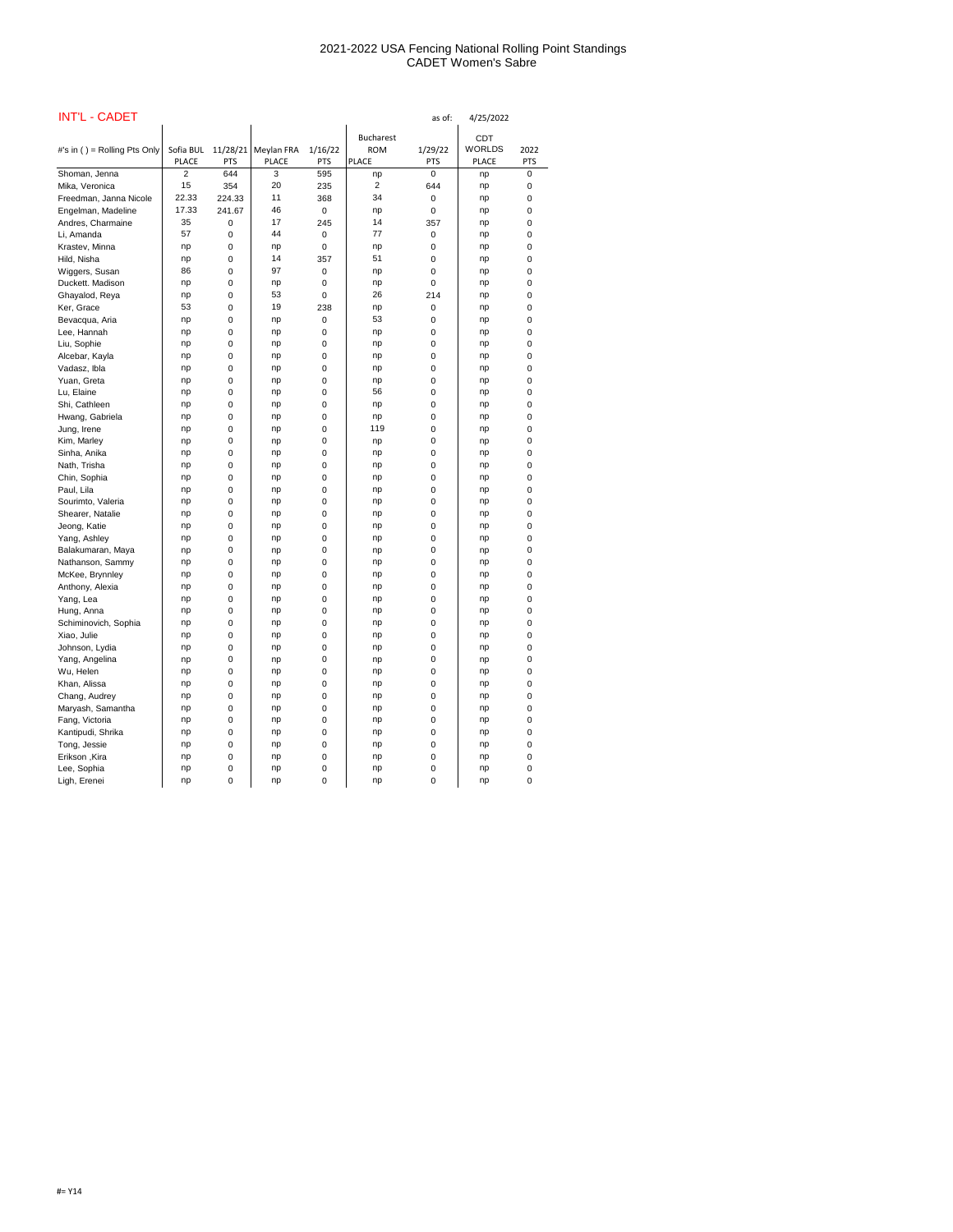2021-2022 USA Fencing National Rolling Point Standings
CADET Women's Sabre

INT'L - CADET

as of: 4/25/2022

| #'s in ( ) = Rolling Pts Only | Sofia BUL PLACE | 11/28/21 PTS | Meylan FRA PLACE | 1/16/22 PTS | Bucharest ROM PLACE | 1/29/22 PTS | CDT WORLDS PLACE | 2022 PTS |
|---|---|---|---|---|---|---|---|---|
| Shoman, Jenna | 2 | 644 | 3 | 595 | np | 0 | np | 0 |
| Mika, Veronica | 15 | 354 | 20 | 235 | 2 | 644 | np | 0 |
| Freedman, Janna Nicole | 22.33 | 224.33 | 11 | 368 | 34 | 0 | np | 0 |
| Engelman, Madeline | 17.33 | 241.67 | 46 | 0 | np | 0 | np | 0 |
| Andres, Charmaine | 35 | 0 | 17 | 245 | 14 | 357 | np | 0 |
| Li, Amanda | 57 | 0 | 44 | 0 | 77 | 0 | np | 0 |
| Krastev, Minna | np | 0 | np | 0 | np | 0 | np | 0 |
| Hild, Nisha | np | 0 | 14 | 357 | 51 | 0 | np | 0 |
| Wiggers, Susan | 86 | 0 | 97 | 0 | np | 0 | np | 0 |
| Duckett. Madison | np | 0 | np | 0 | np | 0 | np | 0 |
| Ghayalod, Reya | np | 0 | 53 | 0 | 26 | 214 | np | 0 |
| Ker, Grace | 53 | 0 | 19 | 238 | np | 0 | np | 0 |
| Bevacqua, Aria | np | 0 | np | 0 | 53 | 0 | np | 0 |
| Lee, Hannah | np | 0 | np | 0 | np | 0 | np | 0 |
| Liu, Sophie | np | 0 | np | 0 | np | 0 | np | 0 |
| Alcebar, Kayla | np | 0 | np | 0 | np | 0 | np | 0 |
| Vadasz, Ibla | np | 0 | np | 0 | np | 0 | np | 0 |
| Yuan, Greta | np | 0 | np | 0 | np | 0 | np | 0 |
| Lu, Elaine | np | 0 | np | 0 | 56 | 0 | np | 0 |
| Shi, Cathleen | np | 0 | np | 0 | np | 0 | np | 0 |
| Hwang, Gabriela | np | 0 | np | 0 | np | 0 | np | 0 |
| Jung, Irene | np | 0 | np | 0 | 119 | 0 | np | 0 |
| Kim, Marley | np | 0 | np | 0 | np | 0 | np | 0 |
| Sinha, Anika | np | 0 | np | 0 | np | 0 | np | 0 |
| Nath, Trisha | np | 0 | np | 0 | np | 0 | np | 0 |
| Chin, Sophia | np | 0 | np | 0 | np | 0 | np | 0 |
| Paul, Lila | np | 0 | np | 0 | np | 0 | np | 0 |
| Sourimto, Valeria | np | 0 | np | 0 | np | 0 | np | 0 |
| Shearer, Natalie | np | 0 | np | 0 | np | 0 | np | 0 |
| Jeong, Katie | np | 0 | np | 0 | np | 0 | np | 0 |
| Yang, Ashley | np | 0 | np | 0 | np | 0 | np | 0 |
| Balakumaran, Maya | np | 0 | np | 0 | np | 0 | np | 0 |
| Nathanson, Sammy | np | 0 | np | 0 | np | 0 | np | 0 |
| McKee, Brynnley | np | 0 | np | 0 | np | 0 | np | 0 |
| Anthony, Alexia | np | 0 | np | 0 | np | 0 | np | 0 |
| Yang, Lea | np | 0 | np | 0 | np | 0 | np | 0 |
| Hung, Anna | np | 0 | np | 0 | np | 0 | np | 0 |
| Schiminovich, Sophia | np | 0 | np | 0 | np | 0 | np | 0 |
| Xiao, Julie | np | 0 | np | 0 | np | 0 | np | 0 |
| Johnson, Lydia | np | 0 | np | 0 | np | 0 | np | 0 |
| Yang, Angelina | np | 0 | np | 0 | np | 0 | np | 0 |
| Wu, Helen | np | 0 | np | 0 | np | 0 | np | 0 |
| Khan, Alissa | np | 0 | np | 0 | np | 0 | np | 0 |
| Chang, Audrey | np | 0 | np | 0 | np | 0 | np | 0 |
| Maryash, Samantha | np | 0 | np | 0 | np | 0 | np | 0 |
| Fang, Victoria | np | 0 | np | 0 | np | 0 | np | 0 |
| Kantipudi, Shrika | np | 0 | np | 0 | np | 0 | np | 0 |
| Tong, Jessie | np | 0 | np | 0 | np | 0 | np | 0 |
| Erikson ,Kira | np | 0 | np | 0 | np | 0 | np | 0 |
| Lee, Sophia | np | 0 | np | 0 | np | 0 | np | 0 |
| Ligh, Erenei | np | 0 | np | 0 | np | 0 | np | 0 |

#= Y14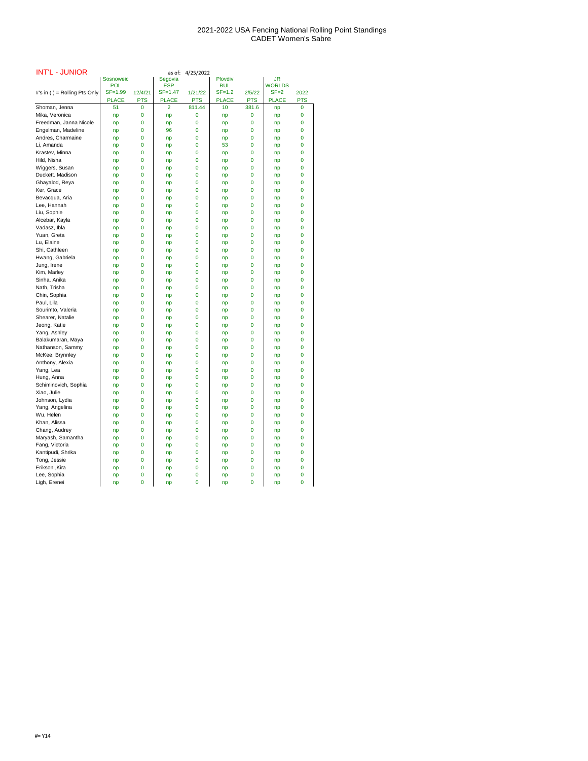# 2021-2022 USA Fencing National Rolling Point Standings
## CADET Women's Sabre

**INT'L - JUNIOR** as of: 4/25/2022

| #'s in ( ) = Rolling Pts Only | Sosnoweic POL SF=1.99 PLACE | 12/4/21 PTS | Segovia ESP SF=1.47 PLACE | 1/21/22 PTS | Plovdiv BUL SF=1.2 PLACE | 2/5/22 PTS | JR WORLDS SF=2 PLACE | 2022 PTS |
|---|---|---|---|---|---|---|---|---|
| Shoman, Jenna | 51 | 0 | 2 | 811.44 | 10 | 381.6 | np | 0 |
| Mika, Veronica | np | 0 | np | 0 | np | 0 | np | 0 |
| Freedman, Janna Nicole | np | 0 | np | 0 | np | 0 | np | 0 |
| Engelman, Madeline | np | 0 | 96 | 0 | np | 0 | np | 0 |
| Andres, Charmaine | np | 0 | np | 0 | np | 0 | np | 0 |
| Li, Amanda | np | 0 | np | 0 | 53 | 0 | np | 0 |
| Krastev, Minna | np | 0 | np | 0 | np | 0 | np | 0 |
| Hild, Nisha | np | 0 | np | 0 | np | 0 | np | 0 |
| Wiggers, Susan | np | 0 | np | 0 | np | 0 | np | 0 |
| Duckett. Madison | np | 0 | np | 0 | np | 0 | np | 0 |
| Ghayalod, Reya | np | 0 | np | 0 | np | 0 | np | 0 |
| Ker, Grace | np | 0 | np | 0 | np | 0 | np | 0 |
| Bevacqua, Aria | np | 0 | np | 0 | np | 0 | np | 0 |
| Lee, Hannah | np | 0 | np | 0 | np | 0 | np | 0 |
| Liu, Sophie | np | 0 | np | 0 | np | 0 | np | 0 |
| Alcebar, Kayla | np | 0 | np | 0 | np | 0 | np | 0 |
| Vadasz, Ibla | np | 0 | np | 0 | np | 0 | np | 0 |
| Yuan, Greta | np | 0 | np | 0 | np | 0 | np | 0 |
| Lu, Elaine | np | 0 | np | 0 | np | 0 | np | 0 |
| Shi, Cathleen | np | 0 | np | 0 | np | 0 | np | 0 |
| Hwang, Gabriela | np | 0 | np | 0 | np | 0 | np | 0 |
| Jung, Irene | np | 0 | np | 0 | np | 0 | np | 0 |
| Kim, Marley | np | 0 | np | 0 | np | 0 | np | 0 |
| Sinha, Anika | np | 0 | np | 0 | np | 0 | np | 0 |
| Nath, Trisha | np | 0 | np | 0 | np | 0 | np | 0 |
| Chin, Sophia | np | 0 | np | 0 | np | 0 | np | 0 |
| Paul, Lila | np | 0 | np | 0 | np | 0 | np | 0 |
| Sourimto, Valeria | np | 0 | np | 0 | np | 0 | np | 0 |
| Shearer, Natalie | np | 0 | np | 0 | np | 0 | np | 0 |
| Jeong, Katie | np | 0 | np | 0 | np | 0 | np | 0 |
| Yang, Ashley | np | 0 | np | 0 | np | 0 | np | 0 |
| Balakumaran, Maya | np | 0 | np | 0 | np | 0 | np | 0 |
| Nathanson, Sammy | np | 0 | np | 0 | np | 0 | np | 0 |
| McKee, Brynnley | np | 0 | np | 0 | np | 0 | np | 0 |
| Anthony, Alexia | np | 0 | np | 0 | np | 0 | np | 0 |
| Yang, Lea | np | 0 | np | 0 | np | 0 | np | 0 |
| Hung, Anna | np | 0 | np | 0 | np | 0 | np | 0 |
| Schiminovich, Sophia | np | 0 | np | 0 | np | 0 | np | 0 |
| Xiao, Julie | np | 0 | np | 0 | np | 0 | np | 0 |
| Johnson, Lydia | np | 0 | np | 0 | np | 0 | np | 0 |
| Yang, Angelina | np | 0 | np | 0 | np | 0 | np | 0 |
| Wu, Helen | np | 0 | np | 0 | np | 0 | np | 0 |
| Khan, Alissa | np | 0 | np | 0 | np | 0 | np | 0 |
| Chang, Audrey | np | 0 | np | 0 | np | 0 | np | 0 |
| Maryash, Samantha | np | 0 | np | 0 | np | 0 | np | 0 |
| Fang, Victoria | np | 0 | np | 0 | np | 0 | np | 0 |
| Kantipudi, Shrika | np | 0 | np | 0 | np | 0 | np | 0 |
| Tong, Jessie | np | 0 | np | 0 | np | 0 | np | 0 |
| Erikson ,Kira | np | 0 | np | 0 | np | 0 | np | 0 |
| Lee, Sophia | np | 0 | np | 0 | np | 0 | np | 0 |
| Ligh, Erenei | np | 0 | np | 0 | np | 0 | np | 0 |

#= Y14